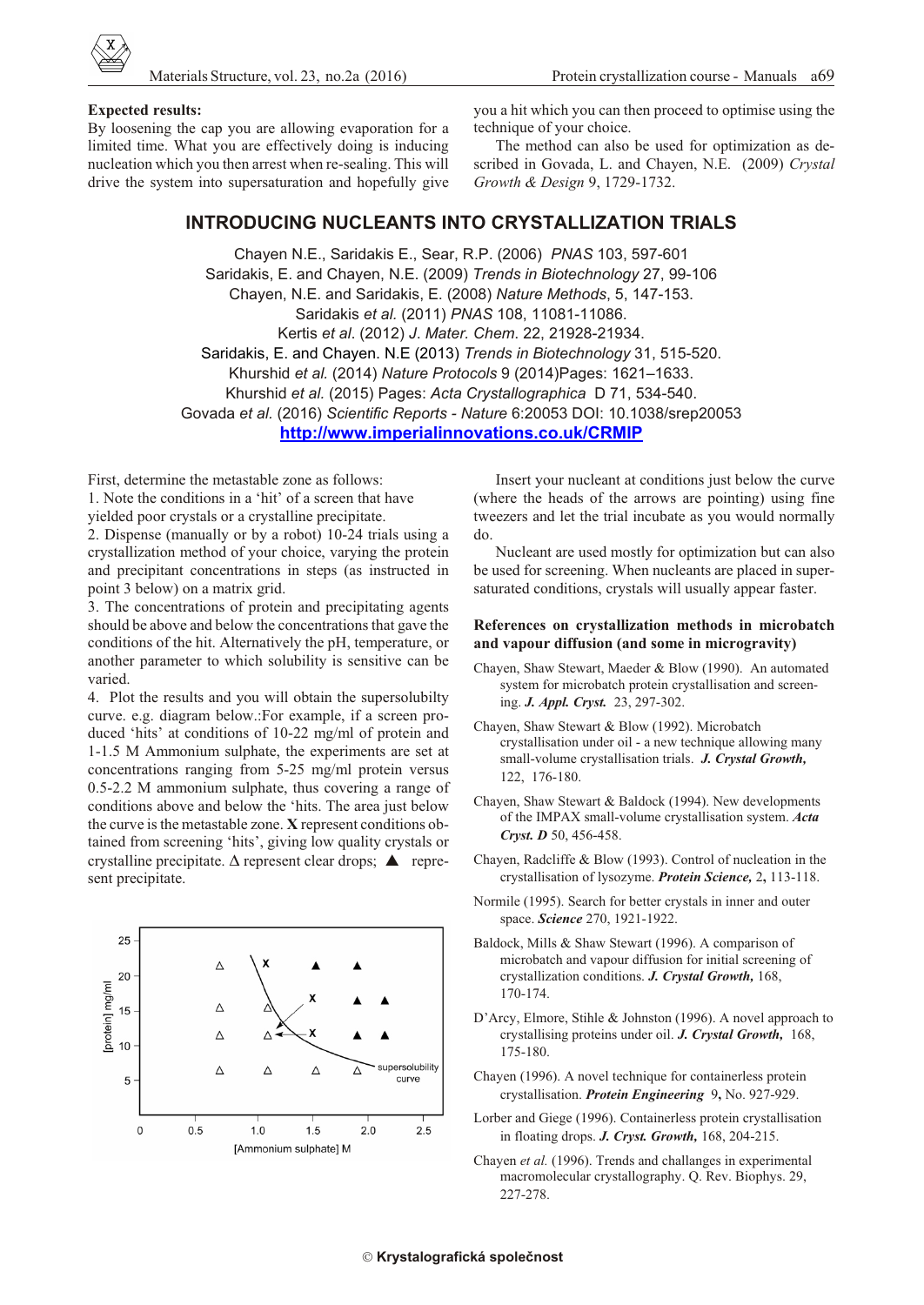**Expected results:**

By loosening the cap you are allowing evaporation for a limited time. What you are effectively doing is inducing nucleation which you then arrest when re-sealing. This will drive the system into supersaturation and hopefully give you a hit which you can then proceed to optimise using the technique of your choice.

The method can also be used for optimization as described in Govada, L. and Chayen, N.E. (2009) *Crystal Growth & Design* 9, 1729-1732.

## INTRODUCING NUCLEANTS INTO CRYSTALLIZATION TRIALS

Chayen N.E., Saridakis E., Sear, R.P. (2006) *PNAS* 103, 597-601
Saridakis, E. and Chayen, N.E. (2009) *Trends in Biotechnology* 27, 99-106
Chayen, N.E. and Saridakis, E. (2008) *Nature Methods*, 5, 147-153.
Saridakis *et al.* (2011) *PNAS* 108, 11081-11086.
Kertis *et al*. (2012) *J. Mater. Chem*. 22, 21928-21934.
Saridakis, E. and Chayen. N.E (2013) *Trends in Biotechnology* 31, 515-520.
Khurshid *et al.* (2014) *Nature Protocols* 9 (2014)Pages: 1621–1633.
Khurshid *et al.* (2015) Pages: *Acta Crystallographica* D 71, 534-540.
Govada *et al.* (2016) *Scientific Reports - Nature* 6:20053 DOI: 10.1038/srep20053
**http://www.imperialinnovations.co.uk/CRMIP**

First, determine the metastable zone as follows:

1. Note the conditions in a 'hit' of a screen that have yielded poor crystals or a crystalline precipitate.
2. Dispense (manually or by a robot) 10-24 trials using a crystallization method of your choice, varying the protein and precipitant concentrations in steps (as instructed in point 3 below) on a matrix grid.
3. The concentrations of protein and precipitating agents should be above and below the concentrations that gave the conditions of the hit. Alternatively the pH, temperature, or another parameter to which solubility is sensitive can be varied.
4. Plot the results and you will obtain the supersolubilty curve. e.g. diagram below.:For example, if a screen produced 'hits' at conditions of 10-22 mg/ml of protein and 1-1.5 M Ammonium sulphate, the experiments are set at concentrations ranging from 5-25 mg/ml protein versus 0.5-2.2 M ammonium sulphate, thus covering a range of conditions above and below the 'hits. The area just below the curve is the metastable zone. **X** represent conditions obtained from screening 'hits', giving low quality crystals or crystalline precipitate. Δ represent clear drops; ▲ represent precipitate.

Insert your nucleant at conditions just below the curve (where the heads of the arrows are pointing) using fine tweezers and let the trial incubate as you would normally do.

Nucleant are used mostly for optimization but can also be used for screening. When nucleants are placed in supersaturated conditions, crystals will usually appear faster.

### References on crystallization methods in microbatch and vapour diffusion (and some in microgravity)

Chayen, Shaw Stewart, Maeder & Blow (1990). An automated system for microbatch protein crystallisation and screening. ***J. Appl. Cryst.*** 23, 297-302.

Chayen, Shaw Stewart & Blow (1992). Microbatch crystallisation under oil - a new technique allowing many small-volume crystallisation trials. ***J. Crystal Growth,*** 122, 176-180.

Chayen, Shaw Stewart & Baldock (1994). New developments of the IMPAX small-volume crystallisation system. ***Acta Cryst. D*** 50, 456-458.

Chayen, Radcliffe & Blow (1993). Control of nucleation in the crystallisation of lysozyme. ***Protein Science,*** 2**,** 113-118.

Normile (1995). Search for better crystals in inner and outer space. ***Science*** 270, 1921-1922.

Baldock, Mills & Shaw Stewart (1996). A comparison of microbatch and vapour diffusion for initial screening of crystallization conditions. ***J. Crystal Growth,*** 168, 170-174.

D'Arcy, Elmore, Stihle & Johnston (1996). A novel approach to crystallising proteins under oil. ***J. Crystal Growth,*** 168, 175-180.

Chayen (1996). A novel technique for containerless protein crystallisation. ***Protein Engineering*** 9**,** No. 927-929.

Lorber and Giege (1996). Containerless protein crystallisation in floating drops. ***J. Cryst. Growth,*** 168, 204-215.

Chayen *et al.* (1996). Trends and challanges in experimental macromolecular crystallography. Q. Rev. Biophys. 29, 227-278.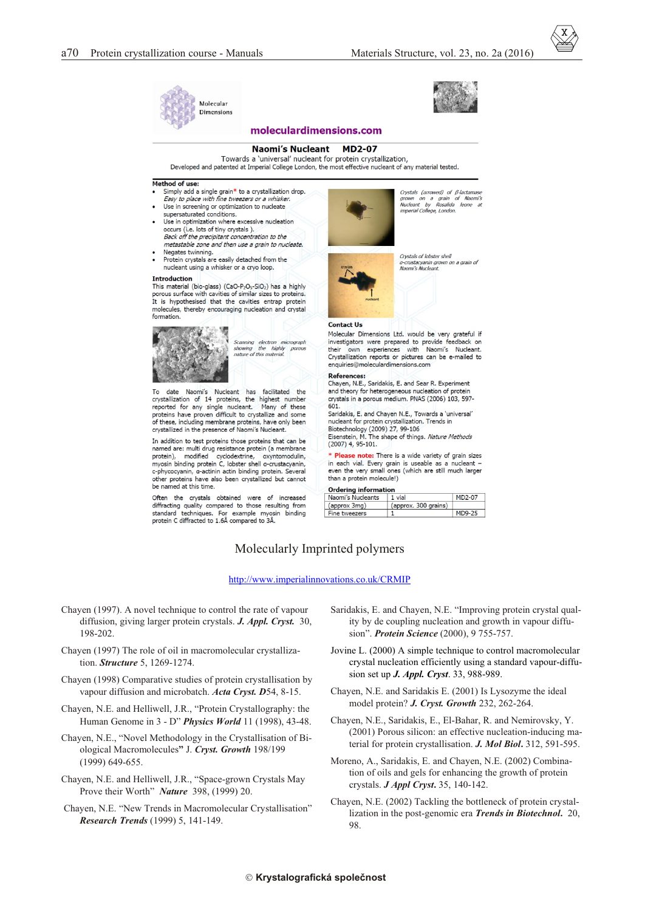Molecular Dimensions

**moleculardimensions.com**

## Naomi's Nucleant MD2-07

Towards a 'universal' nucleant for protein crystallization,

Developed and patented at Imperial College London, the most effective nucleant of any material tested.

**Method of use:**

- Simply add a single grain* to a crystallization drop. *Easy to place with fine tweezers or a whisker.*
- Use in screening or optimization to nucleate supersaturated conditions.
- Use in optimization where excessive nucleation occurs (i.e. lots of tiny crystals ). *Back off the precipitant concentration to the metastable zone and then use a grain to nucleate.*
- Negates twinning.
- Protein crystals are easily detached from the nucleant using a whisker or a cryo loop.

**Introduction**

This material (bio-glass) ($CaO$-$P_2O_5$-$SiO_2$) has a highly porous surface with cavities of similar sizes to proteins. It is hypothesised that the cavities entrap protein molecules, thereby encouraging nucleation and crystal formation.

*Scanning electron micrograph showing the highly porous nature of this material.*

To date Naomi's Nucleant has facilitated the crystallization of 14 proteins, the highest number reported for any single nucleant. Many of these proteins have proven difficult to crystallize and some of these, including membrane proteins, have only been crystallized in the presence of Naomi's Nucleant.

In addition to test proteins those proteins that can be named are: multi drug resistance protein (a membrane protein), modified cyclodextrine, oxyntomodulin, myosin binding protein C, lobster shell α-crustacyanin, c-phycocyanin, α-actinin actin binding protein. Several other proteins have also been crystallized but cannot be named at this time.

Often the crystals obtained were of increased diffracting quality compared to those resulting from standard techniques. For example myosin binding protein C diffracted to 1.6Å compared to 3Å.

*Crystals (arrowed) of β-lactamase grown on a grain of Naomi's Nucleant by Rosalida leone at Imperial College, London.*

*Crystals of lobster shell α-crustacyanin grown on a grain of Naomi's Nucleant.*

**Contact Us**

Molecular Dimensions Ltd. would be very grateful if investigators were prepared to provide feedback on their own experiences with Naomi's Nucleant. Crystallization reports or pictures can be e-mailed to enquiries@moleculardimensions.com

**References:**

Chayen, N.E., Saridakis, E. and Sear R. Experiment and theory for heterogeneous nucleation of protein crystals in a porous medium. PNAS (2006) 103, 597-601.

Saridakis, E. and Chayen N.E., Towards a 'universal' nucleant for protein crystallization. Trends in Biotechnology (2009) 27, 99-106

Eisenstein, M. The shape of things. *Nature Methods* (2007) 4, 95-101.

\* **Please note:** There is a wide variety of grain sizes in each vial. Every grain is useable as a nucleant – even the very small ones (which are still much larger than a protein molecule!)

**Ordering information**

| | | |
|---|---|---|
| Naomi's Nucleants (approx 3mg) | 1 vial (approx. 300 grains) | MD2-07 |
| Fine tweezers | 1 | MD9-25 |

## Molecularly Imprinted polymers

http://www.imperialinnovations.co.uk/CRMIP

Chayen (1997). A novel technique to control the rate of vapour diffusion, giving larger protein crystals. ***J. Appl. Cryst.*** 30, 198-202.

Chayen (1997) The role of oil in macromolecular crystallization. ***Structure*** 5, 1269-1274.

Chayen (1998) Comparative studies of protein crystallisation by vapour diffusion and microbatch. ***Acta Cryst. D***54, 8-15.

Chayen, N.E. and Helliwell, J.R., "Protein Crystallography: the Human Genome in 3 - D" ***Physics World*** 11 (1998), 43-48.

Chayen, N.E., "Novel Methodology in the Crystallisation of Biological Macromolecules**"** J. ***Cryst. Growth*** 198/199 (1999) 649-655.

Chayen, N.E. and Helliwell, J.R., "Space-grown Crystals May Prove their Worth" ***Nature*** 398, (1999) 20.

Chayen, N.E. "New Trends in Macromolecular Crystallisation" ***Research Trends*** (1999) 5, 141-149.

Saridakis, E. and Chayen, N.E. "Improving protein crystal quality by de coupling nucleation and growth in vapour diffusion". ***Protein Science*** (2000), 9 755-757.

Jovine L. (2000) A simple technique to control macromolecular crystal nucleation efficiently using a standard vapour-diffusion set up ***J. Appl. Cryst***. 33, 988-989.

Chayen, N.E. and Saridakis E. (2001) Is Lysozyme the ideal model protein? ***J. Cryst. Growth*** 232, 262-264.

Chayen, N.E., Saridakis, E., El-Bahar, R. and Nemirovsky, Y. (2001) Porous silicon: an effective nucleation-inducing material for protein crystallisation. ***J. Mol Biol.*** 312, 591-595.

Moreno, A., Saridakis, E. and Chayen, N.E. (2002) Combination of oils and gels for enhancing the growth of protein crystals. ***J Appl Cryst.*** 35, 140-142.

Chayen, N.E. (2002) Tackling the bottleneck of protein crystallization in the post-genomic era ***Trends in Biotechnol.*** 20, 98.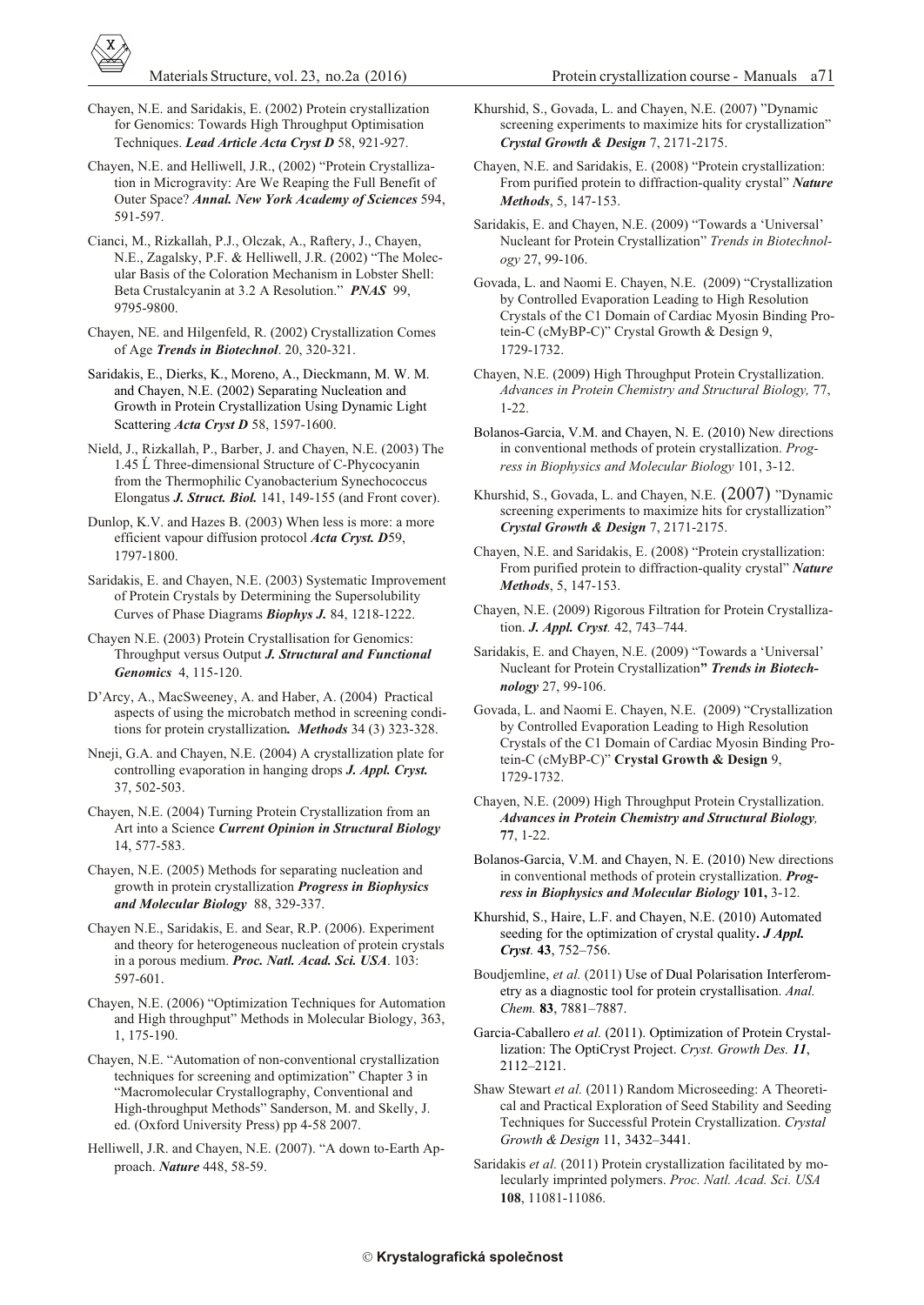Chayen, N.E. and Saridakis, E. (2002) Protein crystallization for Genomics: Towards High Throughput Optimisation Techniques. ***Lead Article Acta Cryst D*** 58, 921-927.

Chayen, N.E. and Helliwell, J.R., (2002) "Protein Crystallization in Microgravity: Are We Reaping the Full Benefit of Outer Space? ***Annal. New York Academy of Sciences*** 594, 591-597.

Cianci, M., Rizkallah, P.J., Olczak, A., Raftery, J., Chayen, N.E., Zagalsky, P.F. & Helliwell, J.R. (2002) "The Molecular Basis of the Coloration Mechanism in Lobster Shell: Beta Crustalcyanin at 3.2 A Resolution." ***PNAS*** 99, 9795-9800.

Chayen, NE. and Hilgenfeld, R. (2002) Crystallization Comes of Age ***Trends in Biotechnol***. 20, 320-321.

Saridakis, E., Dierks, K., Moreno, A., Dieckmann, M. W. M. and Chayen, N.E. (2002) Separating Nucleation and Growth in Protein Crystallization Using Dynamic Light Scattering ***Acta Cryst D*** 58, 1597-1600.

Nield, J., Rizkallah, P., Barber, J. and Chayen, N.E. (2003) The 1.45 Ĺ Three-dimensional Structure of C-Phycocyanin from the Thermophilic Cyanobacterium Synechococcus Elongatus ***J. Struct. Biol.*** 141, 149-155 (and Front cover).

Dunlop, K.V. and Hazes B. (2003) When less is more: a more efficient vapour diffusion protocol ***Acta Cryst. D***59, 1797-1800.

Saridakis, E. and Chayen, N.E. (2003) Systematic Improvement of Protein Crystals by Determining the Supersolubility Curves of Phase Diagrams ***Biophys J.*** 84, 1218-1222.

Chayen N.E. (2003) Protein Crystallisation for Genomics: Throughput versus Output ***J. Structural and Functional Genomics*** 4, 115-120.

D'Arcy, A., MacSweeney, A. and Haber, A. (2004) Practical aspects of using the microbatch method in screening conditions for protein crystallization***. Methods*** 34 (3) 323-328.

Nneji, G.A. and Chayen, N.E. (2004) A crystallization plate for controlling evaporation in hanging drops ***J. Appl. Cryst.*** 37, 502-503.

Chayen, N.E. (2004) Turning Protein Crystallization from an Art into a Science ***Current Opinion in Structural Biology*** 14, 577-583.

Chayen, N.E. (2005) Methods for separating nucleation and growth in protein crystallization ***Progress in Biophysics and Molecular Biology*** 88, 329-337.

Chayen N.E., Saridakis, E. and Sear, R.P. (2006). Experiment and theory for heterogeneous nucleation of protein crystals in a porous medium. ***Proc. Natl. Acad. Sci. USA***. 103: 597-601.

Chayen, N.E. (2006) "Optimization Techniques for Automation and High throughput" Methods in Molecular Biology, 363, 1, 175-190.

Chayen, N.E. "Automation of non-conventional crystallization techniques for screening and optimization" Chapter 3 in "Macromolecular Crystallography, Conventional and High-throughput Methods" Sanderson, M. and Skelly, J. ed. (Oxford University Press) pp 4-58 2007.

Helliwell, J.R. and Chayen, N.E. (2007). "A down to-Earth Approach. ***Nature*** 448, 58-59.

Khurshid, S., Govada, L. and Chayen, N.E. (2007) "Dynamic screening experiments to maximize hits for crystallization" ***Crystal Growth & Design*** 7, 2171-2175.

Chayen, N.E. and Saridakis, E. (2008) "Protein crystallization: From purified protein to diffraction-quality crystal" ***Nature Methods***, 5, 147-153.

Saridakis, E. and Chayen, N.E. (2009) "Towards a 'Universal' Nucleant for Protein Crystallization" *Trends in Biotechnology* 27, 99-106.

Govada, L. and Naomi E. Chayen, N.E. (2009) "Crystallization by Controlled Evaporation Leading to High Resolution Crystals of the C1 Domain of Cardiac Myosin Binding Protein-C (cMyBP-C)" Crystal Growth & Design 9, 1729-1732.

Chayen, N.E. (2009) High Throughput Protein Crystallization. *Advances in Protein Chemistry and Structural Biology,* 77, 1-22.

Bolanos-Garcia, V.M. and Chayen, N. E. (2010) New directions in conventional methods of protein crystallization. *Progress in Biophysics and Molecular Biology* 101, 3-12.

Khurshid, S., Govada, L. and Chayen, N.E. (2007) "Dynamic screening experiments to maximize hits for crystallization" ***Crystal Growth & Design*** 7, 2171-2175.

Chayen, N.E. and Saridakis, E. (2008) "Protein crystallization: From purified protein to diffraction-quality crystal" ***Nature Methods***, 5, 147-153.

Chayen, N.E. (2009) Rigorous Filtration for Protein Crystallization. ***J. Appl. Cryst.*** 42, 743–744.

Saridakis, E. and Chayen, N.E. (2009) "Towards a 'Universal' Nucleant for Protein Crystallization**"** ***Trends in Biotechnology*** 27, 99-106.

Govada, L. and Naomi E. Chayen, N.E. (2009) "Crystallization by Controlled Evaporation Leading to High Resolution Crystals of the C1 Domain of Cardiac Myosin Binding Protein-C (cMyBP-C)" **Crystal Growth & Design** 9, 1729-1732.

Chayen, N.E. (2009) High Throughput Protein Crystallization. ***Advances in Protein Chemistry and Structural Biology,*** **77**, 1-22.

Bolanos-Garcia, V.M. and Chayen, N. E. (2010) New directions in conventional methods of protein crystallization. ***Progress in Biophysics and Molecular Biology*** **101,** 3-12.

Khurshid, S., Haire, L.F. and Chayen, N.E. (2010) Automated seeding for the optimization of crystal quality***. J Appl. Cryst.*** **43**, 752–756.

Boudjemline, *et al.* (2011) Use of Dual Polarisation Interferometry as a diagnostic tool for protein crystallisation. *Anal. Chem.* **83**, 7881–7887.

Garcia-Caballero *et al.* (2011). Optimization of Protein Crystallization: The OptiCryst Project. *Cryst. Growth Des.* ***11***, 2112–2121.

Shaw Stewart *et al.* (2011) Random Microseeding: A Theoretical and Practical Exploration of Seed Stability and Seeding Techniques for Successful Protein Crystallization. *Crystal Growth & Design* 11, 3432–3441.

Saridakis *et al.* (2011) Protein crystallization facilitated by molecularly imprinted polymers. *Proc. Natl. Acad. Sci. USA* **108**, 11081-11086.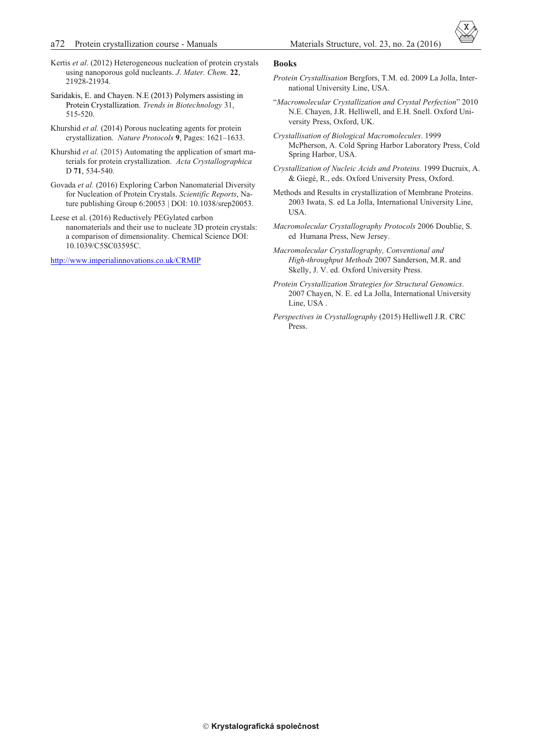Kertis *et al*. (2012) Heterogeneous nucleation of protein crystals using nanoporous gold nucleants. *J. Mater. Chem*. **22**, 21928-21934.

Saridakis, E. and Chayen. N.E (2013) Polymers assisting in Protein Crystallization. *Trends in Biotechnology* 31, 515-520.

Khurshid *et al.* (2014) Porous nucleating agents for protein crystallization. *Nature Protocols* **9**, Pages: 1621–1633.

Khurshid *et al.* (2015) Automating the application of smart materials for protein crystallization. *Acta Crystallographica* D **71**, 534-540.

Govada *et al.* (2016) Exploring Carbon Nanomaterial Diversity for Nucleation of Protein Crystals. *Scientific Reports*, Nature publishing Group 6:20053 | DOI: 10.1038/srep20053.

Leese et al. (2016) Reductively PEGylated carbon nanomaterials and their use to nucleate 3D protein crystals: a comparison of dimensionality. Chemical Science DOI: 10.1039/C5SC03595C.

http://www.imperialinnovations.co.uk/CRMIP

**Books**

*Protein Crystallisation* Bergfors, T.M. ed. 2009 La Jolla, International University Line, USA.

"*Macromolecular Crystallization and Crystal Perfection*" 2010 N.E. Chayen, J.R. Helliwell, and E.H. Snell. Oxford University Press, Oxford, UK.

*Crystallisation of Biological Macromolecules*. 1999 McPherson, A. Cold Spring Harbor Laboratory Press, Cold Spring Harbor, USA.

*Crystallization of Nucleic Acids and Proteins.* 1999 Ducruix, A. & Giegé, R., eds. Oxford University Press, Oxford.

Methods and Results in crystallization of Membrane Proteins. 2003 Iwata, S. ed La Jolla, International University Line, USA.

*Macromolecular Crystallography Protocols* 2006 Doublie, S. ed Humana Press, New Jersey.

*Macromolecular Crystallography, Conventional and High-throughput Methods* 2007 Sanderson, M.R. and Skelly, J. V. ed. Oxford University Press.

*Protein Crystallization Strategies for Structural Genomics*. 2007 Chayen, N. E. ed La Jolla, International University Line, USA .

*Perspectives in Crystallography* (2015) Helliwell J.R. CRC Press.